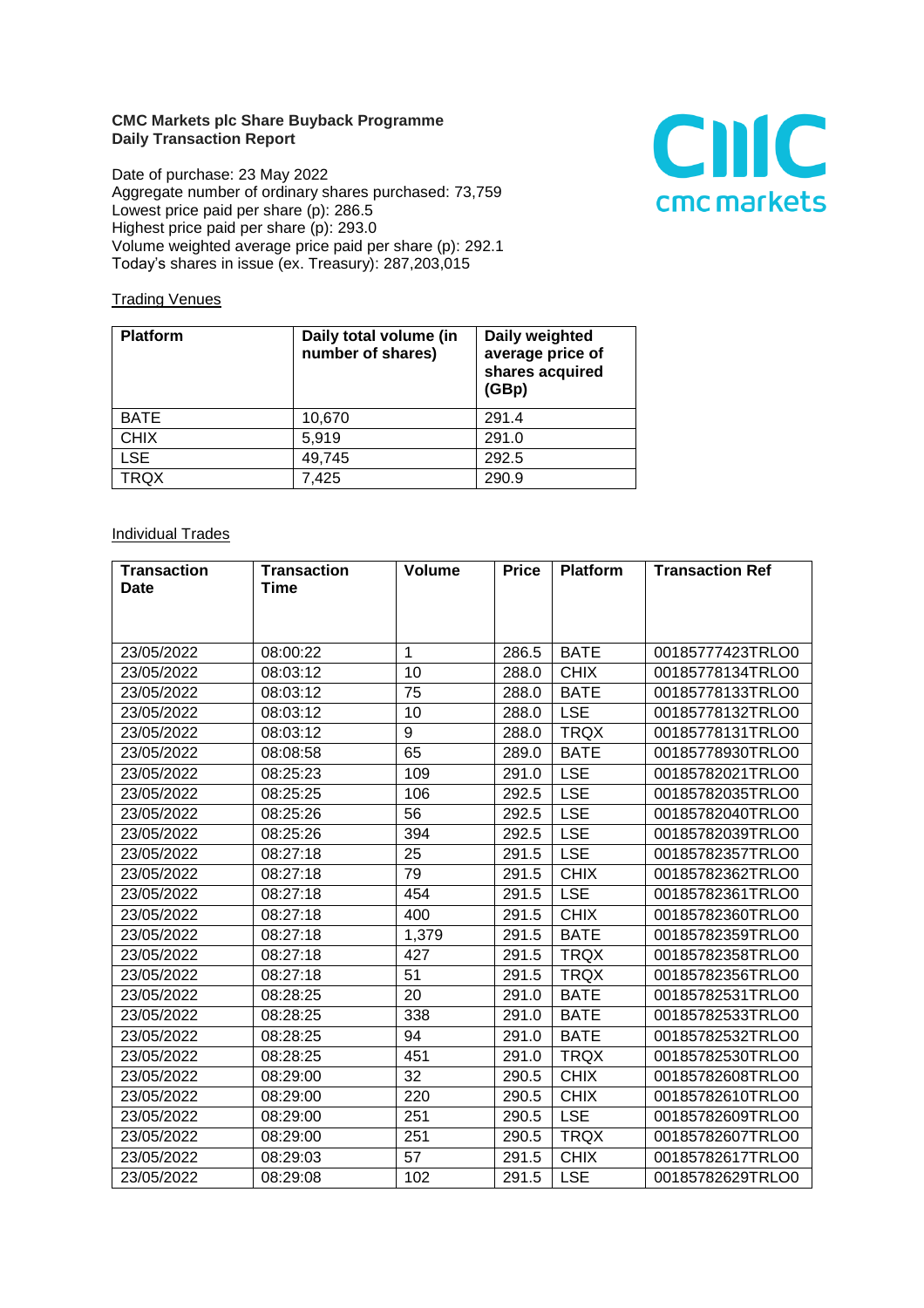**CMC Markets plc Share Buyback Programme**
**Daily Transaction Report**

Date of purchase: 23 May 2022
Aggregate number of ordinary shares purchased: 73,759
Lowest price paid per share (p): 286.5
Highest price paid per share (p): 293.0
Volume weighted average price paid per share (p): 292.1
Today's shares in issue (ex. Treasury): 287,203,015

Trading Venues

| Platform | Daily total volume (in number of shares) | Daily weighted average price of shares acquired (GBp) |
|---|---|---|
| BATE | 10,670 | 291.4 |
| CHIX | 5,919 | 291.0 |
| LSE | 49,745 | 292.5 |
| TRQX | 7,425 | 290.9 |

Individual Trades

| Transaction Date | Transaction Time | Volume | Price | Platform | Transaction Ref |
|---|---|---|---|---|---|
| 23/05/2022 | 08:00:22 | 1 | 286.5 | BATE | 00185777423TRLO0 |
| 23/05/2022 | 08:03:12 | 10 | 288.0 | CHIX | 00185778134TRLO0 |
| 23/05/2022 | 08:03:12 | 75 | 288.0 | BATE | 00185778133TRLO0 |
| 23/05/2022 | 08:03:12 | 10 | 288.0 | LSE | 00185778132TRLO0 |
| 23/05/2022 | 08:03:12 | 9 | 288.0 | TRQX | 00185778131TRLO0 |
| 23/05/2022 | 08:08:58 | 65 | 289.0 | BATE | 00185778930TRLO0 |
| 23/05/2022 | 08:25:23 | 109 | 291.0 | LSE | 00185782021TRLO0 |
| 23/05/2022 | 08:25:25 | 106 | 292.5 | LSE | 00185782035TRLO0 |
| 23/05/2022 | 08:25:26 | 56 | 292.5 | LSE | 00185782040TRLO0 |
| 23/05/2022 | 08:25:26 | 394 | 292.5 | LSE | 00185782039TRLO0 |
| 23/05/2022 | 08:27:18 | 25 | 291.5 | LSE | 00185782357TRLO0 |
| 23/05/2022 | 08:27:18 | 79 | 291.5 | CHIX | 00185782362TRLO0 |
| 23/05/2022 | 08:27:18 | 454 | 291.5 | LSE | 00185782361TRLO0 |
| 23/05/2022 | 08:27:18 | 400 | 291.5 | CHIX | 00185782360TRLO0 |
| 23/05/2022 | 08:27:18 | 1,379 | 291.5 | BATE | 00185782359TRLO0 |
| 23/05/2022 | 08:27:18 | 427 | 291.5 | TRQX | 00185782358TRLO0 |
| 23/05/2022 | 08:27:18 | 51 | 291.5 | TRQX | 00185782356TRLO0 |
| 23/05/2022 | 08:28:25 | 20 | 291.0 | BATE | 00185782531TRLO0 |
| 23/05/2022 | 08:28:25 | 338 | 291.0 | BATE | 00185782533TRLO0 |
| 23/05/2022 | 08:28:25 | 94 | 291.0 | BATE | 00185782532TRLO0 |
| 23/05/2022 | 08:28:25 | 451 | 291.0 | TRQX | 00185782530TRLO0 |
| 23/05/2022 | 08:29:00 | 32 | 290.5 | CHIX | 00185782608TRLO0 |
| 23/05/2022 | 08:29:00 | 220 | 290.5 | CHIX | 00185782610TRLO0 |
| 23/05/2022 | 08:29:00 | 251 | 290.5 | LSE | 00185782609TRLO0 |
| 23/05/2022 | 08:29:00 | 251 | 290.5 | TRQX | 00185782607TRLO0 |
| 23/05/2022 | 08:29:03 | 57 | 291.5 | CHIX | 00185782617TRLO0 |
| 23/05/2022 | 08:29:08 | 102 | 291.5 | LSE | 00185782629TRLO0 |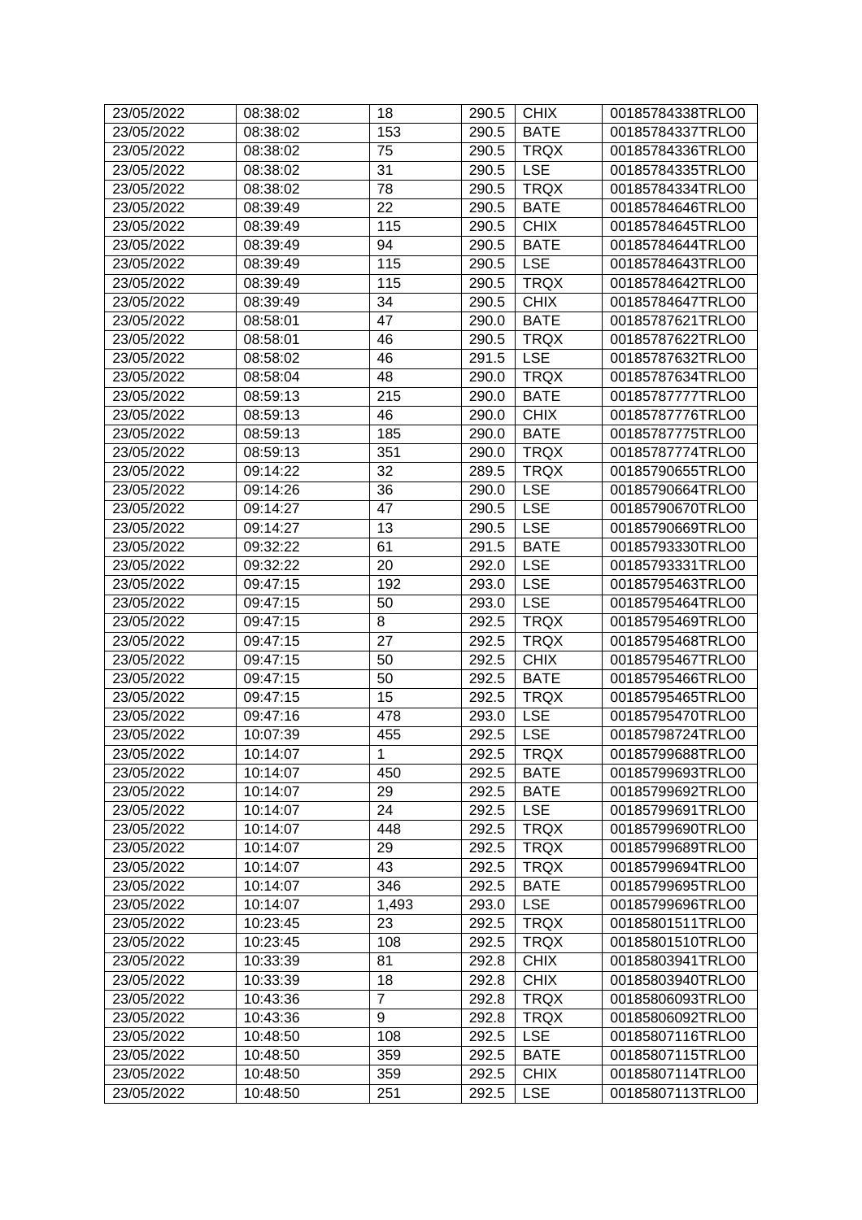| | | | | | |
|---|---|---|---|---|---|
| 23/05/2022 | 08:38:02 | 18 | 290.5 | CHIX | 00185784338TRLO0 |
| 23/05/2022 | 08:38:02 | 153 | 290.5 | BATE | 00185784337TRLO0 |
| 23/05/2022 | 08:38:02 | 75 | 290.5 | TRQX | 00185784336TRLO0 |
| 23/05/2022 | 08:38:02 | 31 | 290.5 | LSE | 00185784335TRLO0 |
| 23/05/2022 | 08:38:02 | 78 | 290.5 | TRQX | 00185784334TRLO0 |
| 23/05/2022 | 08:39:49 | 22 | 290.5 | BATE | 00185784646TRLO0 |
| 23/05/2022 | 08:39:49 | 115 | 290.5 | CHIX | 00185784645TRLO0 |
| 23/05/2022 | 08:39:49 | 94 | 290.5 | BATE | 00185784644TRLO0 |
| 23/05/2022 | 08:39:49 | 115 | 290.5 | LSE | 00185784643TRLO0 |
| 23/05/2022 | 08:39:49 | 115 | 290.5 | TRQX | 00185784642TRLO0 |
| 23/05/2022 | 08:39:49 | 34 | 290.5 | CHIX | 00185784647TRLO0 |
| 23/05/2022 | 08:58:01 | 47 | 290.0 | BATE | 00185787621TRLO0 |
| 23/05/2022 | 08:58:01 | 46 | 290.5 | TRQX | 00185787622TRLO0 |
| 23/05/2022 | 08:58:02 | 46 | 291.5 | LSE | 00185787632TRLO0 |
| 23/05/2022 | 08:58:04 | 48 | 290.0 | TRQX | 00185787634TRLO0 |
| 23/05/2022 | 08:59:13 | 215 | 290.0 | BATE | 00185787777TRLO0 |
| 23/05/2022 | 08:59:13 | 46 | 290.0 | CHIX | 00185787776TRLO0 |
| 23/05/2022 | 08:59:13 | 185 | 290.0 | BATE | 00185787775TRLO0 |
| 23/05/2022 | 08:59:13 | 351 | 290.0 | TRQX | 00185787774TRLO0 |
| 23/05/2022 | 09:14:22 | 32 | 289.5 | TRQX | 00185790655TRLO0 |
| 23/05/2022 | 09:14:26 | 36 | 290.0 | LSE | 00185790664TRLO0 |
| 23/05/2022 | 09:14:27 | 47 | 290.5 | LSE | 00185790670TRLO0 |
| 23/05/2022 | 09:14:27 | 13 | 290.5 | LSE | 00185790669TRLO0 |
| 23/05/2022 | 09:32:22 | 61 | 291.5 | BATE | 00185793330TRLO0 |
| 23/05/2022 | 09:32:22 | 20 | 292.0 | LSE | 00185793331TRLO0 |
| 23/05/2022 | 09:47:15 | 192 | 293.0 | LSE | 00185795463TRLO0 |
| 23/05/2022 | 09:47:15 | 50 | 293.0 | LSE | 00185795464TRLO0 |
| 23/05/2022 | 09:47:15 | 8 | 292.5 | TRQX | 00185795469TRLO0 |
| 23/05/2022 | 09:47:15 | 27 | 292.5 | TRQX | 00185795468TRLO0 |
| 23/05/2022 | 09:47:15 | 50 | 292.5 | CHIX | 00185795467TRLO0 |
| 23/05/2022 | 09:47:15 | 50 | 292.5 | BATE | 00185795466TRLO0 |
| 23/05/2022 | 09:47:15 | 15 | 292.5 | TRQX | 00185795465TRLO0 |
| 23/05/2022 | 09:47:16 | 478 | 293.0 | LSE | 00185795470TRLO0 |
| 23/05/2022 | 10:07:39 | 455 | 292.5 | LSE | 00185798724TRLO0 |
| 23/05/2022 | 10:14:07 | 1 | 292.5 | TRQX | 00185799688TRLO0 |
| 23/05/2022 | 10:14:07 | 450 | 292.5 | BATE | 00185799693TRLO0 |
| 23/05/2022 | 10:14:07 | 29 | 292.5 | BATE | 00185799692TRLO0 |
| 23/05/2022 | 10:14:07 | 24 | 292.5 | LSE | 00185799691TRLO0 |
| 23/05/2022 | 10:14:07 | 448 | 292.5 | TRQX | 00185799690TRLO0 |
| 23/05/2022 | 10:14:07 | 29 | 292.5 | TRQX | 00185799689TRLO0 |
| 23/05/2022 | 10:14:07 | 43 | 292.5 | TRQX | 00185799694TRLO0 |
| 23/05/2022 | 10:14:07 | 346 | 292.5 | BATE | 00185799695TRLO0 |
| 23/05/2022 | 10:14:07 | 1,493 | 293.0 | LSE | 00185799696TRLO0 |
| 23/05/2022 | 10:23:45 | 23 | 292.5 | TRQX | 00185801511TRLO0 |
| 23/05/2022 | 10:23:45 | 108 | 292.5 | TRQX | 00185801510TRLO0 |
| 23/05/2022 | 10:33:39 | 81 | 292.8 | CHIX | 00185803941TRLO0 |
| 23/05/2022 | 10:33:39 | 18 | 292.8 | CHIX | 00185803940TRLO0 |
| 23/05/2022 | 10:43:36 | 7 | 292.8 | TRQX | 00185806093TRLO0 |
| 23/05/2022 | 10:43:36 | 9 | 292.8 | TRQX | 00185806092TRLO0 |
| 23/05/2022 | 10:48:50 | 108 | 292.5 | LSE | 00185807116TRLO0 |
| 23/05/2022 | 10:48:50 | 359 | 292.5 | BATE | 00185807115TRLO0 |
| 23/05/2022 | 10:48:50 | 359 | 292.5 | CHIX | 00185807114TRLO0 |
| 23/05/2022 | 10:48:50 | 251 | 292.5 | LSE | 00185807113TRLO0 |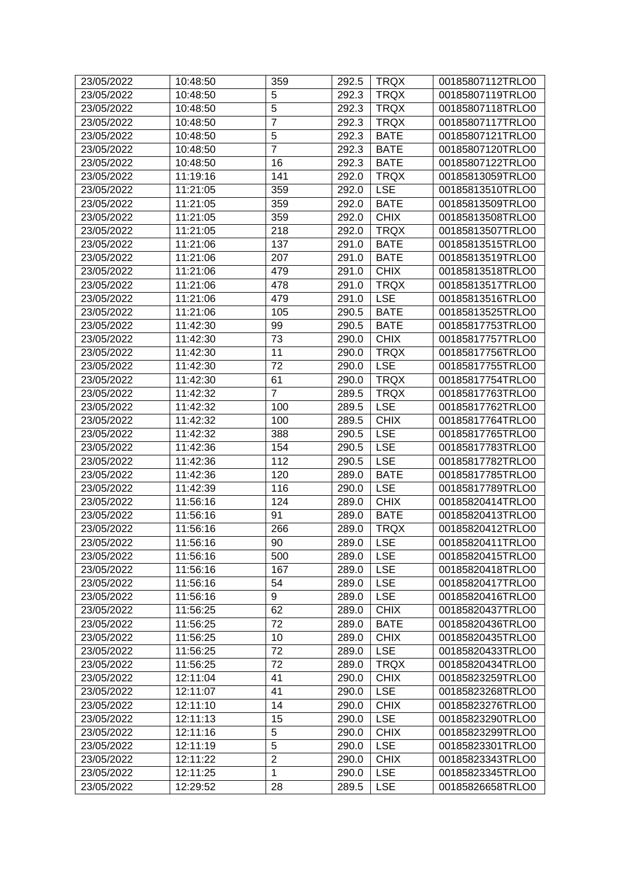| | | | | | |
|---|---|---|---|---|---|
| 23/05/2022 | 10:48:50 | 359 | 292.5 | TRQX | 00185807112TRLO0 |
| 23/05/2022 | 10:48:50 | 5 | 292.3 | TRQX | 00185807119TRLO0 |
| 23/05/2022 | 10:48:50 | 5 | 292.3 | TRQX | 00185807118TRLO0 |
| 23/05/2022 | 10:48:50 | 7 | 292.3 | TRQX | 00185807117TRLO0 |
| 23/05/2022 | 10:48:50 | 5 | 292.3 | BATE | 00185807121TRLO0 |
| 23/05/2022 | 10:48:50 | 7 | 292.3 | BATE | 00185807120TRLO0 |
| 23/05/2022 | 10:48:50 | 16 | 292.3 | BATE | 00185807122TRLO0 |
| 23/05/2022 | 11:19:16 | 141 | 292.0 | TRQX | 00185813059TRLO0 |
| 23/05/2022 | 11:21:05 | 359 | 292.0 | LSE | 00185813510TRLO0 |
| 23/05/2022 | 11:21:05 | 359 | 292.0 | BATE | 00185813509TRLO0 |
| 23/05/2022 | 11:21:05 | 359 | 292.0 | CHIX | 00185813508TRLO0 |
| 23/05/2022 | 11:21:05 | 218 | 292.0 | TRQX | 00185813507TRLO0 |
| 23/05/2022 | 11:21:06 | 137 | 291.0 | BATE | 00185813515TRLO0 |
| 23/05/2022 | 11:21:06 | 207 | 291.0 | BATE | 00185813519TRLO0 |
| 23/05/2022 | 11:21:06 | 479 | 291.0 | CHIX | 00185813518TRLO0 |
| 23/05/2022 | 11:21:06 | 478 | 291.0 | TRQX | 00185813517TRLO0 |
| 23/05/2022 | 11:21:06 | 479 | 291.0 | LSE | 00185813516TRLO0 |
| 23/05/2022 | 11:21:06 | 105 | 290.5 | BATE | 00185813525TRLO0 |
| 23/05/2022 | 11:42:30 | 99 | 290.5 | BATE | 00185817753TRLO0 |
| 23/05/2022 | 11:42:30 | 73 | 290.0 | CHIX | 00185817757TRLO0 |
| 23/05/2022 | 11:42:30 | 11 | 290.0 | TRQX | 00185817756TRLO0 |
| 23/05/2022 | 11:42:30 | 72 | 290.0 | LSE | 00185817755TRLO0 |
| 23/05/2022 | 11:42:30 | 61 | 290.0 | TRQX | 00185817754TRLO0 |
| 23/05/2022 | 11:42:32 | 7 | 289.5 | TRQX | 00185817763TRLO0 |
| 23/05/2022 | 11:42:32 | 100 | 289.5 | LSE | 00185817762TRLO0 |
| 23/05/2022 | 11:42:32 | 100 | 289.5 | CHIX | 00185817764TRLO0 |
| 23/05/2022 | 11:42:32 | 388 | 290.5 | LSE | 00185817765TRLO0 |
| 23/05/2022 | 11:42:36 | 154 | 290.5 | LSE | 00185817783TRLO0 |
| 23/05/2022 | 11:42:36 | 112 | 290.5 | LSE | 00185817782TRLO0 |
| 23/05/2022 | 11:42:36 | 120 | 289.0 | BATE | 00185817785TRLO0 |
| 23/05/2022 | 11:42:39 | 116 | 290.0 | LSE | 00185817789TRLO0 |
| 23/05/2022 | 11:56:16 | 124 | 289.0 | CHIX | 00185820414TRLO0 |
| 23/05/2022 | 11:56:16 | 91 | 289.0 | BATE | 00185820413TRLO0 |
| 23/05/2022 | 11:56:16 | 266 | 289.0 | TRQX | 00185820412TRLO0 |
| 23/05/2022 | 11:56:16 | 90 | 289.0 | LSE | 00185820411TRLO0 |
| 23/05/2022 | 11:56:16 | 500 | 289.0 | LSE | 00185820415TRLO0 |
| 23/05/2022 | 11:56:16 | 167 | 289.0 | LSE | 00185820418TRLO0 |
| 23/05/2022 | 11:56:16 | 54 | 289.0 | LSE | 00185820417TRLO0 |
| 23/05/2022 | 11:56:16 | 9 | 289.0 | LSE | 00185820416TRLO0 |
| 23/05/2022 | 11:56:25 | 62 | 289.0 | CHIX | 00185820437TRLO0 |
| 23/05/2022 | 11:56:25 | 72 | 289.0 | BATE | 00185820436TRLO0 |
| 23/05/2022 | 11:56:25 | 10 | 289.0 | CHIX | 00185820435TRLO0 |
| 23/05/2022 | 11:56:25 | 72 | 289.0 | LSE | 00185820433TRLO0 |
| 23/05/2022 | 11:56:25 | 72 | 289.0 | TRQX | 00185820434TRLO0 |
| 23/05/2022 | 12:11:04 | 41 | 290.0 | CHIX | 00185823259TRLO0 |
| 23/05/2022 | 12:11:07 | 41 | 290.0 | LSE | 00185823268TRLO0 |
| 23/05/2022 | 12:11:10 | 14 | 290.0 | CHIX | 00185823276TRLO0 |
| 23/05/2022 | 12:11:13 | 15 | 290.0 | LSE | 00185823290TRLO0 |
| 23/05/2022 | 12:11:16 | 5 | 290.0 | CHIX | 00185823299TRLO0 |
| 23/05/2022 | 12:11:19 | 5 | 290.0 | LSE | 00185823301TRLO0 |
| 23/05/2022 | 12:11:22 | 2 | 290.0 | CHIX | 00185823343TRLO0 |
| 23/05/2022 | 12:11:25 | 1 | 290.0 | LSE | 00185823345TRLO0 |
| 23/05/2022 | 12:29:52 | 28 | 289.5 | LSE | 00185826658TRLO0 |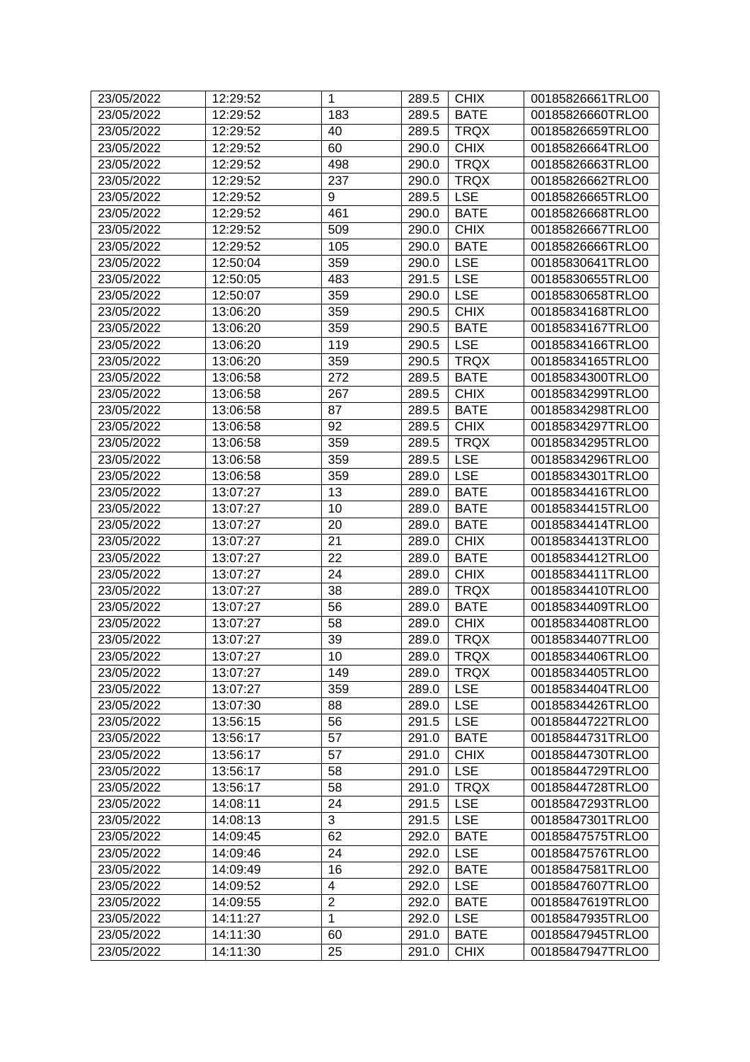| 23/05/2022 | 12:29:52 | 1 | 289.5 | CHIX | 00185826661TRLO0 |
|---|---|---|---|---|---|
| 23/05/2022 | 12:29:52 | 183 | 289.5 | BATE | 00185826660TRLO0 |
| 23/05/2022 | 12:29:52 | 40 | 289.5 | TRQX | 00185826659TRLO0 |
| 23/05/2022 | 12:29:52 | 60 | 290.0 | CHIX | 00185826664TRLO0 |
| 23/05/2022 | 12:29:52 | 498 | 290.0 | TRQX | 00185826663TRLO0 |
| 23/05/2022 | 12:29:52 | 237 | 290.0 | TRQX | 00185826662TRLO0 |
| 23/05/2022 | 12:29:52 | 9 | 289.5 | LSE | 00185826665TRLO0 |
| 23/05/2022 | 12:29:52 | 461 | 290.0 | BATE | 00185826668TRLO0 |
| 23/05/2022 | 12:29:52 | 509 | 290.0 | CHIX | 00185826667TRLO0 |
| 23/05/2022 | 12:29:52 | 105 | 290.0 | BATE | 00185826666TRLO0 |
| 23/05/2022 | 12:50:04 | 359 | 290.0 | LSE | 00185830641TRLO0 |
| 23/05/2022 | 12:50:05 | 483 | 291.5 | LSE | 00185830655TRLO0 |
| 23/05/2022 | 12:50:07 | 359 | 290.0 | LSE | 00185830658TRLO0 |
| 23/05/2022 | 13:06:20 | 359 | 290.5 | CHIX | 00185834168TRLO0 |
| 23/05/2022 | 13:06:20 | 359 | 290.5 | BATE | 00185834167TRLO0 |
| 23/05/2022 | 13:06:20 | 119 | 290.5 | LSE | 00185834166TRLO0 |
| 23/05/2022 | 13:06:20 | 359 | 290.5 | TRQX | 00185834165TRLO0 |
| 23/05/2022 | 13:06:58 | 272 | 289.5 | BATE | 00185834300TRLO0 |
| 23/05/2022 | 13:06:58 | 267 | 289.5 | CHIX | 00185834299TRLO0 |
| 23/05/2022 | 13:06:58 | 87 | 289.5 | BATE | 00185834298TRLO0 |
| 23/05/2022 | 13:06:58 | 92 | 289.5 | CHIX | 00185834297TRLO0 |
| 23/05/2022 | 13:06:58 | 359 | 289.5 | TRQX | 00185834295TRLO0 |
| 23/05/2022 | 13:06:58 | 359 | 289.5 | LSE | 00185834296TRLO0 |
| 23/05/2022 | 13:06:58 | 359 | 289.0 | LSE | 00185834301TRLO0 |
| 23/05/2022 | 13:07:27 | 13 | 289.0 | BATE | 00185834416TRLO0 |
| 23/05/2022 | 13:07:27 | 10 | 289.0 | BATE | 00185834415TRLO0 |
| 23/05/2022 | 13:07:27 | 20 | 289.0 | BATE | 00185834414TRLO0 |
| 23/05/2022 | 13:07:27 | 21 | 289.0 | CHIX | 00185834413TRLO0 |
| 23/05/2022 | 13:07:27 | 22 | 289.0 | BATE | 00185834412TRLO0 |
| 23/05/2022 | 13:07:27 | 24 | 289.0 | CHIX | 00185834411TRLO0 |
| 23/05/2022 | 13:07:27 | 38 | 289.0 | TRQX | 00185834410TRLO0 |
| 23/05/2022 | 13:07:27 | 56 | 289.0 | BATE | 00185834409TRLO0 |
| 23/05/2022 | 13:07:27 | 58 | 289.0 | CHIX | 00185834408TRLO0 |
| 23/05/2022 | 13:07:27 | 39 | 289.0 | TRQX | 00185834407TRLO0 |
| 23/05/2022 | 13:07:27 | 10 | 289.0 | TRQX | 00185834406TRLO0 |
| 23/05/2022 | 13:07:27 | 149 | 289.0 | TRQX | 00185834405TRLO0 |
| 23/05/2022 | 13:07:27 | 359 | 289.0 | LSE | 00185834404TRLO0 |
| 23/05/2022 | 13:07:30 | 88 | 289.0 | LSE | 00185834426TRLO0 |
| 23/05/2022 | 13:56:15 | 56 | 291.5 | LSE | 00185844722TRLO0 |
| 23/05/2022 | 13:56:17 | 57 | 291.0 | BATE | 00185844731TRLO0 |
| 23/05/2022 | 13:56:17 | 57 | 291.0 | CHIX | 00185844730TRLO0 |
| 23/05/2022 | 13:56:17 | 58 | 291.0 | LSE | 00185844729TRLO0 |
| 23/05/2022 | 13:56:17 | 58 | 291.0 | TRQX | 00185844728TRLO0 |
| 23/05/2022 | 14:08:11 | 24 | 291.5 | LSE | 00185847293TRLO0 |
| 23/05/2022 | 14:08:13 | 3 | 291.5 | LSE | 00185847301TRLO0 |
| 23/05/2022 | 14:09:45 | 62 | 292.0 | BATE | 00185847575TRLO0 |
| 23/05/2022 | 14:09:46 | 24 | 292.0 | LSE | 00185847576TRLO0 |
| 23/05/2022 | 14:09:49 | 16 | 292.0 | BATE | 00185847581TRLO0 |
| 23/05/2022 | 14:09:52 | 4 | 292.0 | LSE | 00185847607TRLO0 |
| 23/05/2022 | 14:09:55 | 2 | 292.0 | BATE | 00185847619TRLO0 |
| 23/05/2022 | 14:11:27 | 1 | 292.0 | LSE | 00185847935TRLO0 |
| 23/05/2022 | 14:11:30 | 60 | 291.0 | BATE | 00185847945TRLO0 |
| 23/05/2022 | 14:11:30 | 25 | 291.0 | CHIX | 00185847947TRLO0 |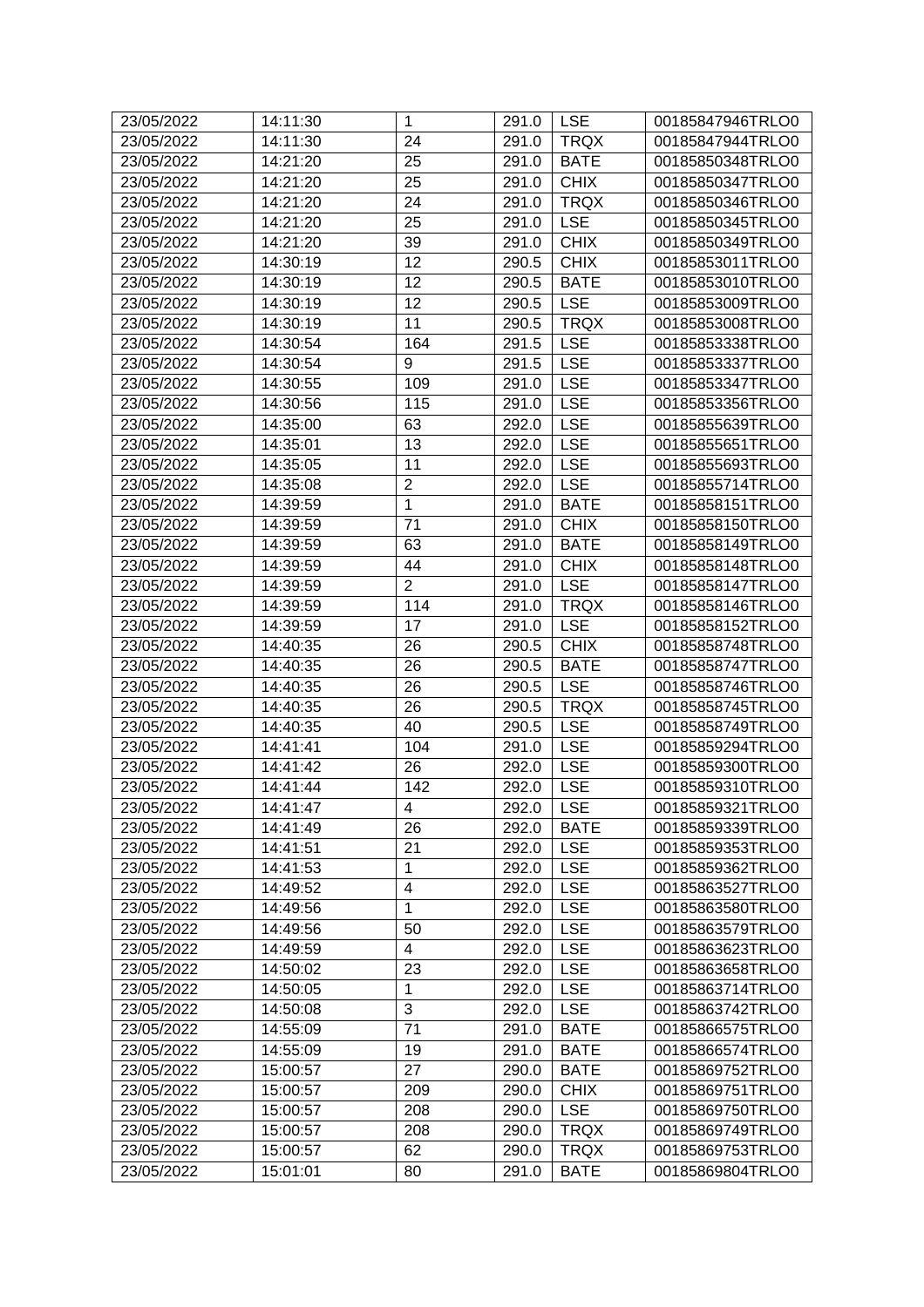| 23/05/2022 | 14:11:30 | 1 | 291.0 | LSE | 00185847946TRLO0 |
|---|---|---|---|---|---|
| 23/05/2022 | 14:11:30 | 24 | 291.0 | TRQX | 00185847944TRLO0 |
| 23/05/2022 | 14:21:20 | 25 | 291.0 | BATE | 00185850348TRLO0 |
| 23/05/2022 | 14:21:20 | 25 | 291.0 | CHIX | 00185850347TRLO0 |
| 23/05/2022 | 14:21:20 | 24 | 291.0 | TRQX | 00185850346TRLO0 |
| 23/05/2022 | 14:21:20 | 25 | 291.0 | LSE | 00185850345TRLO0 |
| 23/05/2022 | 14:21:20 | 39 | 291.0 | CHIX | 00185850349TRLO0 |
| 23/05/2022 | 14:30:19 | 12 | 290.5 | CHIX | 00185853011TRLO0 |
| 23/05/2022 | 14:30:19 | 12 | 290.5 | BATE | 00185853010TRLO0 |
| 23/05/2022 | 14:30:19 | 12 | 290.5 | LSE | 00185853009TRLO0 |
| 23/05/2022 | 14:30:19 | 11 | 290.5 | TRQX | 00185853008TRLO0 |
| 23/05/2022 | 14:30:54 | 164 | 291.5 | LSE | 00185853338TRLO0 |
| 23/05/2022 | 14:30:54 | 9 | 291.5 | LSE | 00185853337TRLO0 |
| 23/05/2022 | 14:30:55 | 109 | 291.0 | LSE | 00185853347TRLO0 |
| 23/05/2022 | 14:30:56 | 115 | 291.0 | LSE | 00185853356TRLO0 |
| 23/05/2022 | 14:35:00 | 63 | 292.0 | LSE | 00185855639TRLO0 |
| 23/05/2022 | 14:35:01 | 13 | 292.0 | LSE | 00185855651TRLO0 |
| 23/05/2022 | 14:35:05 | 11 | 292.0 | LSE | 00185855693TRLO0 |
| 23/05/2022 | 14:35:08 | 2 | 292.0 | LSE | 00185855714TRLO0 |
| 23/05/2022 | 14:39:59 | 1 | 291.0 | BATE | 00185858151TRLO0 |
| 23/05/2022 | 14:39:59 | 71 | 291.0 | CHIX | 00185858150TRLO0 |
| 23/05/2022 | 14:39:59 | 63 | 291.0 | BATE | 00185858149TRLO0 |
| 23/05/2022 | 14:39:59 | 44 | 291.0 | CHIX | 00185858148TRLO0 |
| 23/05/2022 | 14:39:59 | 2 | 291.0 | LSE | 00185858147TRLO0 |
| 23/05/2022 | 14:39:59 | 114 | 291.0 | TRQX | 00185858146TRLO0 |
| 23/05/2022 | 14:39:59 | 17 | 291.0 | LSE | 00185858152TRLO0 |
| 23/05/2022 | 14:40:35 | 26 | 290.5 | CHIX | 00185858748TRLO0 |
| 23/05/2022 | 14:40:35 | 26 | 290.5 | BATE | 00185858747TRLO0 |
| 23/05/2022 | 14:40:35 | 26 | 290.5 | LSE | 00185858746TRLO0 |
| 23/05/2022 | 14:40:35 | 26 | 290.5 | TRQX | 00185858745TRLO0 |
| 23/05/2022 | 14:40:35 | 40 | 290.5 | LSE | 00185858749TRLO0 |
| 23/05/2022 | 14:41:41 | 104 | 291.0 | LSE | 00185859294TRLO0 |
| 23/05/2022 | 14:41:42 | 26 | 292.0 | LSE | 00185859300TRLO0 |
| 23/05/2022 | 14:41:44 | 142 | 292.0 | LSE | 00185859310TRLO0 |
| 23/05/2022 | 14:41:47 | 4 | 292.0 | LSE | 00185859321TRLO0 |
| 23/05/2022 | 14:41:49 | 26 | 292.0 | BATE | 00185859339TRLO0 |
| 23/05/2022 | 14:41:51 | 21 | 292.0 | LSE | 00185859353TRLO0 |
| 23/05/2022 | 14:41:53 | 1 | 292.0 | LSE | 00185859362TRLO0 |
| 23/05/2022 | 14:49:52 | 4 | 292.0 | LSE | 00185863527TRLO0 |
| 23/05/2022 | 14:49:56 | 1 | 292.0 | LSE | 00185863580TRLO0 |
| 23/05/2022 | 14:49:56 | 50 | 292.0 | LSE | 00185863579TRLO0 |
| 23/05/2022 | 14:49:59 | 4 | 292.0 | LSE | 00185863623TRLO0 |
| 23/05/2022 | 14:50:02 | 23 | 292.0 | LSE | 00185863658TRLO0 |
| 23/05/2022 | 14:50:05 | 1 | 292.0 | LSE | 00185863714TRLO0 |
| 23/05/2022 | 14:50:08 | 3 | 292.0 | LSE | 00185863742TRLO0 |
| 23/05/2022 | 14:55:09 | 71 | 291.0 | BATE | 00185866575TRLO0 |
| 23/05/2022 | 14:55:09 | 19 | 291.0 | BATE | 00185866574TRLO0 |
| 23/05/2022 | 15:00:57 | 27 | 290.0 | BATE | 00185869752TRLO0 |
| 23/05/2022 | 15:00:57 | 209 | 290.0 | CHIX | 00185869751TRLO0 |
| 23/05/2022 | 15:00:57 | 208 | 290.0 | LSE | 00185869750TRLO0 |
| 23/05/2022 | 15:00:57 | 208 | 290.0 | TRQX | 00185869749TRLO0 |
| 23/05/2022 | 15:00:57 | 62 | 290.0 | TRQX | 00185869753TRLO0 |
| 23/05/2022 | 15:01:01 | 80 | 291.0 | BATE | 00185869804TRLO0 |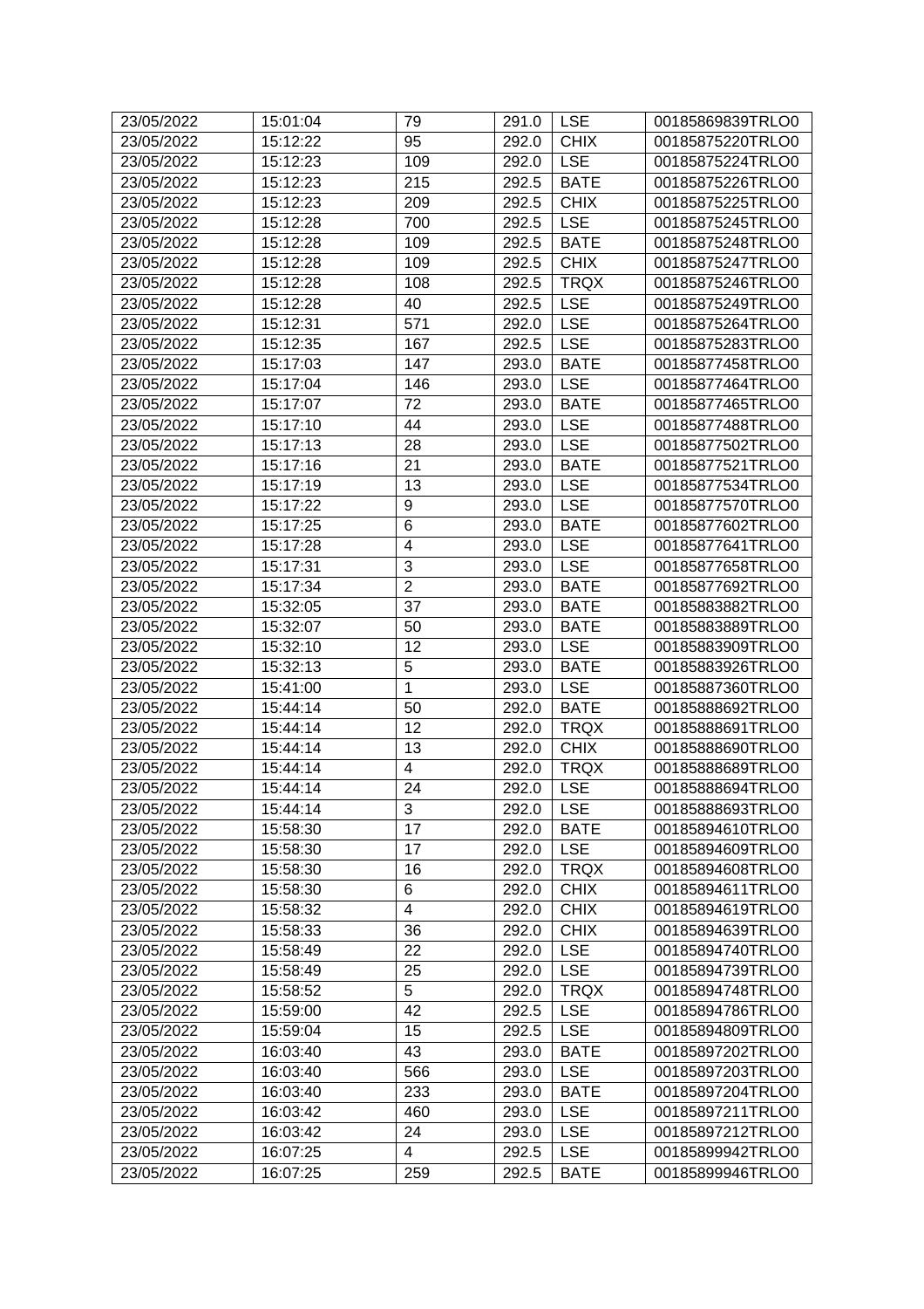| 23/05/2022 | 15:01:04 | 79 | 291.0 | LSE | 00185869839TRLO0 |
|---|---|---|---|---|---|
| 23/05/2022 | 15:12:22 | 95 | 292.0 | CHIX | 00185875220TRLO0 |
| 23/05/2022 | 15:12:23 | 109 | 292.0 | LSE | 00185875224TRLO0 |
| 23/05/2022 | 15:12:23 | 215 | 292.5 | BATE | 00185875226TRLO0 |
| 23/05/2022 | 15:12:23 | 209 | 292.5 | CHIX | 00185875225TRLO0 |
| 23/05/2022 | 15:12:28 | 700 | 292.5 | LSE | 00185875245TRLO0 |
| 23/05/2022 | 15:12:28 | 109 | 292.5 | BATE | 00185875248TRLO0 |
| 23/05/2022 | 15:12:28 | 109 | 292.5 | CHIX | 00185875247TRLO0 |
| 23/05/2022 | 15:12:28 | 108 | 292.5 | TRQX | 00185875246TRLO0 |
| 23/05/2022 | 15:12:28 | 40 | 292.5 | LSE | 00185875249TRLO0 |
| 23/05/2022 | 15:12:31 | 571 | 292.0 | LSE | 00185875264TRLO0 |
| 23/05/2022 | 15:12:35 | 167 | 292.5 | LSE | 00185875283TRLO0 |
| 23/05/2022 | 15:17:03 | 147 | 293.0 | BATE | 00185877458TRLO0 |
| 23/05/2022 | 15:17:04 | 146 | 293.0 | LSE | 00185877464TRLO0 |
| 23/05/2022 | 15:17:07 | 72 | 293.0 | BATE | 00185877465TRLO0 |
| 23/05/2022 | 15:17:10 | 44 | 293.0 | LSE | 00185877488TRLO0 |
| 23/05/2022 | 15:17:13 | 28 | 293.0 | LSE | 00185877502TRLO0 |
| 23/05/2022 | 15:17:16 | 21 | 293.0 | BATE | 00185877521TRLO0 |
| 23/05/2022 | 15:17:19 | 13 | 293.0 | LSE | 00185877534TRLO0 |
| 23/05/2022 | 15:17:22 | 9 | 293.0 | LSE | 00185877570TRLO0 |
| 23/05/2022 | 15:17:25 | 6 | 293.0 | BATE | 00185877602TRLO0 |
| 23/05/2022 | 15:17:28 | 4 | 293.0 | LSE | 00185877641TRLO0 |
| 23/05/2022 | 15:17:31 | 3 | 293.0 | LSE | 00185877658TRLO0 |
| 23/05/2022 | 15:17:34 | 2 | 293.0 | BATE | 00185877692TRLO0 |
| 23/05/2022 | 15:32:05 | 37 | 293.0 | BATE | 00185883882TRLO0 |
| 23/05/2022 | 15:32:07 | 50 | 293.0 | BATE | 00185883889TRLO0 |
| 23/05/2022 | 15:32:10 | 12 | 293.0 | LSE | 00185883909TRLO0 |
| 23/05/2022 | 15:32:13 | 5 | 293.0 | BATE | 00185883926TRLO0 |
| 23/05/2022 | 15:41:00 | 1 | 293.0 | LSE | 00185887360TRLO0 |
| 23/05/2022 | 15:44:14 | 50 | 292.0 | BATE | 00185888692TRLO0 |
| 23/05/2022 | 15:44:14 | 12 | 292.0 | TRQX | 00185888691TRLO0 |
| 23/05/2022 | 15:44:14 | 13 | 292.0 | CHIX | 00185888690TRLO0 |
| 23/05/2022 | 15:44:14 | 4 | 292.0 | TRQX | 00185888689TRLO0 |
| 23/05/2022 | 15:44:14 | 24 | 292.0 | LSE | 00185888694TRLO0 |
| 23/05/2022 | 15:44:14 | 3 | 292.0 | LSE | 00185888693TRLO0 |
| 23/05/2022 | 15:58:30 | 17 | 292.0 | BATE | 00185894610TRLO0 |
| 23/05/2022 | 15:58:30 | 17 | 292.0 | LSE | 00185894609TRLO0 |
| 23/05/2022 | 15:58:30 | 16 | 292.0 | TRQX | 00185894608TRLO0 |
| 23/05/2022 | 15:58:30 | 6 | 292.0 | CHIX | 00185894611TRLO0 |
| 23/05/2022 | 15:58:32 | 4 | 292.0 | CHIX | 00185894619TRLO0 |
| 23/05/2022 | 15:58:33 | 36 | 292.0 | CHIX | 00185894639TRLO0 |
| 23/05/2022 | 15:58:49 | 22 | 292.0 | LSE | 00185894740TRLO0 |
| 23/05/2022 | 15:58:49 | 25 | 292.0 | LSE | 00185894739TRLO0 |
| 23/05/2022 | 15:58:52 | 5 | 292.0 | TRQX | 00185894748TRLO0 |
| 23/05/2022 | 15:59:00 | 42 | 292.5 | LSE | 00185894786TRLO0 |
| 23/05/2022 | 15:59:04 | 15 | 292.5 | LSE | 00185894809TRLO0 |
| 23/05/2022 | 16:03:40 | 43 | 293.0 | BATE | 00185897202TRLO0 |
| 23/05/2022 | 16:03:40 | 566 | 293.0 | LSE | 00185897203TRLO0 |
| 23/05/2022 | 16:03:40 | 233 | 293.0 | BATE | 00185897204TRLO0 |
| 23/05/2022 | 16:03:42 | 460 | 293.0 | LSE | 00185897211TRLO0 |
| 23/05/2022 | 16:03:42 | 24 | 293.0 | LSE | 00185897212TRLO0 |
| 23/05/2022 | 16:07:25 | 4 | 292.5 | LSE | 00185899942TRLO0 |
| 23/05/2022 | 16:07:25 | 259 | 292.5 | BATE | 00185899946TRLO0 |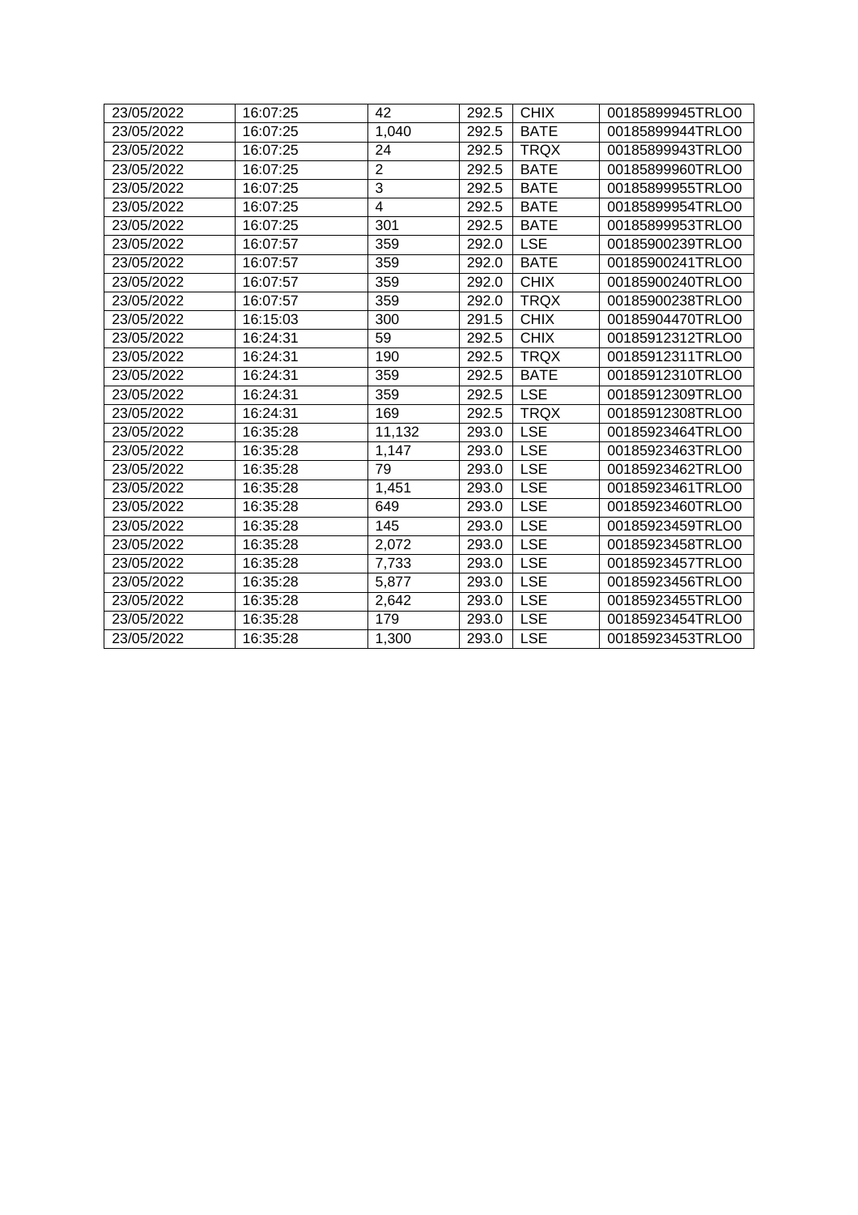| | | | | | |
|---|---|---|---|---|---|
| 23/05/2022 | 16:07:25 | 42 | 292.5 | CHIX | 00185899945TRLO0 |
| 23/05/2022 | 16:07:25 | 1,040 | 292.5 | BATE | 00185899944TRLO0 |
| 23/05/2022 | 16:07:25 | 24 | 292.5 | TRQX | 00185899943TRLO0 |
| 23/05/2022 | 16:07:25 | 2 | 292.5 | BATE | 00185899960TRLO0 |
| 23/05/2022 | 16:07:25 | 3 | 292.5 | BATE | 00185899955TRLO0 |
| 23/05/2022 | 16:07:25 | 4 | 292.5 | BATE | 00185899954TRLO0 |
| 23/05/2022 | 16:07:25 | 301 | 292.5 | BATE | 00185899953TRLO0 |
| 23/05/2022 | 16:07:57 | 359 | 292.0 | LSE | 00185900239TRLO0 |
| 23/05/2022 | 16:07:57 | 359 | 292.0 | BATE | 00185900241TRLO0 |
| 23/05/2022 | 16:07:57 | 359 | 292.0 | CHIX | 00185900240TRLO0 |
| 23/05/2022 | 16:07:57 | 359 | 292.0 | TRQX | 00185900238TRLO0 |
| 23/05/2022 | 16:15:03 | 300 | 291.5 | CHIX | 00185904470TRLO0 |
| 23/05/2022 | 16:24:31 | 59 | 292.5 | CHIX | 00185912312TRLO0 |
| 23/05/2022 | 16:24:31 | 190 | 292.5 | TRQX | 00185912311TRLO0 |
| 23/05/2022 | 16:24:31 | 359 | 292.5 | BATE | 00185912310TRLO0 |
| 23/05/2022 | 16:24:31 | 359 | 292.5 | LSE | 00185912309TRLO0 |
| 23/05/2022 | 16:24:31 | 169 | 292.5 | TRQX | 00185912308TRLO0 |
| 23/05/2022 | 16:35:28 | 11,132 | 293.0 | LSE | 00185923464TRLO0 |
| 23/05/2022 | 16:35:28 | 1,147 | 293.0 | LSE | 00185923463TRLO0 |
| 23/05/2022 | 16:35:28 | 79 | 293.0 | LSE | 00185923462TRLO0 |
| 23/05/2022 | 16:35:28 | 1,451 | 293.0 | LSE | 00185923461TRLO0 |
| 23/05/2022 | 16:35:28 | 649 | 293.0 | LSE | 00185923460TRLO0 |
| 23/05/2022 | 16:35:28 | 145 | 293.0 | LSE | 00185923459TRLO0 |
| 23/05/2022 | 16:35:28 | 2,072 | 293.0 | LSE | 00185923458TRLO0 |
| 23/05/2022 | 16:35:28 | 7,733 | 293.0 | LSE | 00185923457TRLO0 |
| 23/05/2022 | 16:35:28 | 5,877 | 293.0 | LSE | 00185923456TRLO0 |
| 23/05/2022 | 16:35:28 | 2,642 | 293.0 | LSE | 00185923455TRLO0 |
| 23/05/2022 | 16:35:28 | 179 | 293.0 | LSE | 00185923454TRLO0 |
| 23/05/2022 | 16:35:28 | 1,300 | 293.0 | LSE | 00185923453TRLO0 |